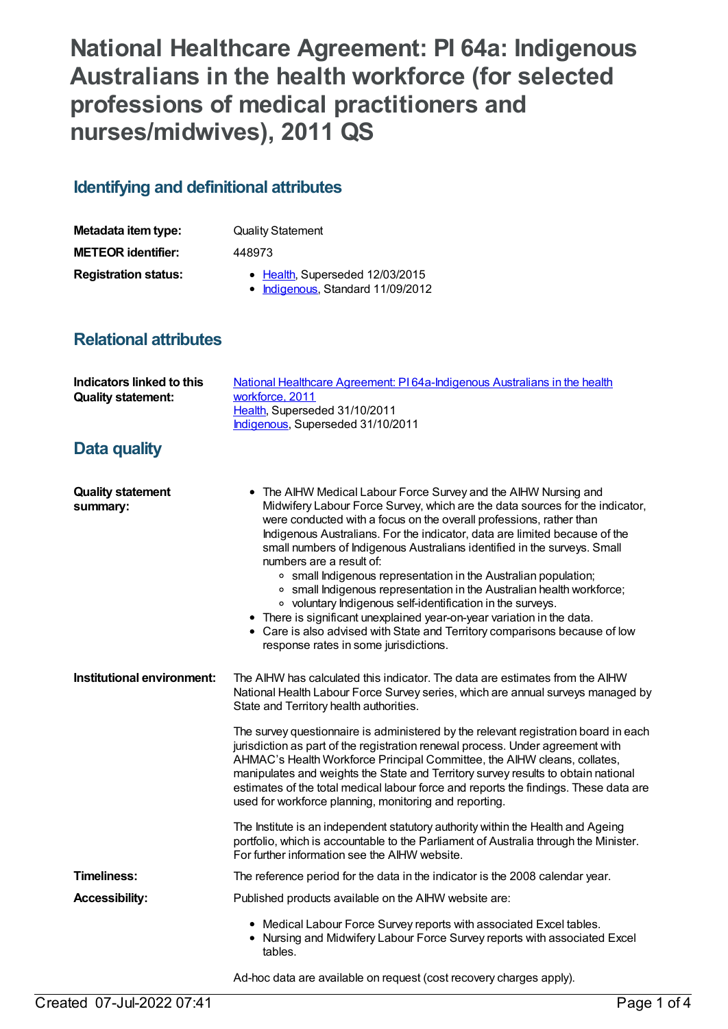# National Healthcare Agreement: PI 64a: Indigenous Australians in the health workforce (for selected professions of medical practitioners and nurses/midwives), 2011 QS

## Identifying and definitional attributes

**Metadata item type:** Quality Statement

**METEOR identifier:** 448973

**Registration status:**
- Health, Superseded 12/03/2015
- Indigenous, Standard 11/09/2012

## Relational attributes

**Indicators linked to this Quality statement:** National Healthcare Agreement: PI 64a-Indigenous Australians in the health workforce, 2011
Health, Superseded 31/10/2011
Indigenous, Superseded 31/10/2011

## Data quality

**Quality statement summary:**

- The AIHW Medical Labour Force Survey and the AIHW Nursing and Midwifery Labour Force Survey, which are the data sources for the indicator, were conducted with a focus on the overall professions, rather than Indigenous Australians. For the indicator, data are limited because of the small numbers of Indigenous Australians identified in the surveys. Small numbers are a result of:
  - small Indigenous representation in the Australian population;
  - small Indigenous representation in the Australian health workforce;
  - voluntary Indigenous self-identification in the surveys.
- There is significant unexplained year-on-year variation in the data.
- Care is also advised with State and Territory comparisons because of low response rates in some jurisdictions.

**Institutional environment:**

The AIHW has calculated this indicator. The data are estimates from the AIHW National Health Labour Force Survey series, which are annual surveys managed by State and Territory health authorities.

The survey questionnaire is administered by the relevant registration board in each jurisdiction as part of the registration renewal process. Under agreement with AHMAC's Health Workforce Principal Committee, the AIHW cleans, collates, manipulates and weights the State and Territory survey results to obtain national estimates of the total medical labour force and reports the findings. These data are used for workforce planning, monitoring and reporting.

The Institute is an independent statutory authority within the Health and Ageing portfolio, which is accountable to the Parliament of Australia through the Minister. For further information see the AIHW website.

**Timeliness:** The reference period for the data in the indicator is the 2008 calendar year.

**Accessibility:** Published products available on the AIHW website are:

- Medical Labour Force Survey reports with associated Excel tables.
- Nursing and Midwifery Labour Force Survey reports with associated Excel tables.

Ad-hoc data are available on request (cost recovery charges apply).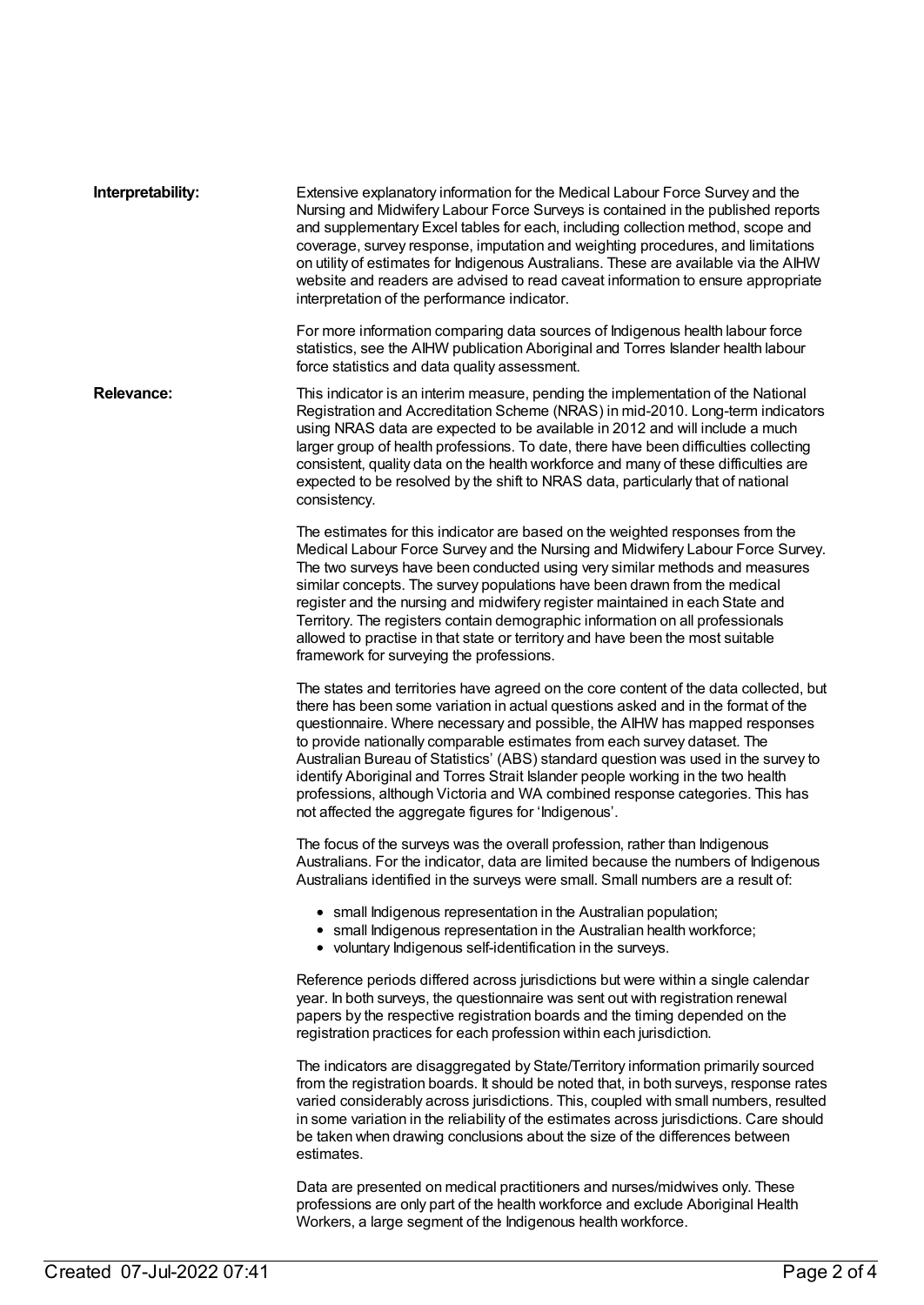**Interpretability:**

Extensive explanatory information for the Medical Labour Force Survey and the Nursing and Midwifery Labour Force Surveys is contained in the published reports and supplementary Excel tables for each, including collection method, scope and coverage, survey response, imputation and weighting procedures, and limitations on utility of estimates for Indigenous Australians. These are available via the AIHW website and readers are advised to read caveat information to ensure appropriate interpretation of the performance indicator.

For more information comparing data sources of Indigenous health labour force statistics, see the AIHW publication Aboriginal and Torres Islander health labour force statistics and data quality assessment.

**Relevance:**

This indicator is an interim measure, pending the implementation of the National Registration and Accreditation Scheme (NRAS) in mid-2010. Long-term indicators using NRAS data are expected to be available in 2012 and will include a much larger group of health professions. To date, there have been difficulties collecting consistent, quality data on the health workforce and many of these difficulties are expected to be resolved by the shift to NRAS data, particularly that of national consistency.

The estimates for this indicator are based on the weighted responses from the Medical Labour Force Survey and the Nursing and Midwifery Labour Force Survey. The two surveys have been conducted using very similar methods and measures similar concepts. The survey populations have been drawn from the medical register and the nursing and midwifery register maintained in each State and Territory. The registers contain demographic information on all professionals allowed to practise in that state or territory and have been the most suitable framework for surveying the professions.

The states and territories have agreed on the core content of the data collected, but there has been some variation in actual questions asked and in the format of the questionnaire. Where necessary and possible, the AIHW has mapped responses to provide nationally comparable estimates from each survey dataset. The Australian Bureau of Statistics' (ABS) standard question was used in the survey to identify Aboriginal and Torres Strait Islander people working in the two health professions, although Victoria and WA combined response categories. This has not affected the aggregate figures for 'Indigenous'.

The focus of the surveys was the overall profession, rather than Indigenous Australians. For the indicator, data are limited because the numbers of Indigenous Australians identified in the surveys were small. Small numbers are a result of:

- small Indigenous representation in the Australian population;
- small Indigenous representation in the Australian health workforce;
- voluntary Indigenous self-identification in the surveys.

Reference periods differed across jurisdictions but were within a single calendar year. In both surveys, the questionnaire was sent out with registration renewal papers by the respective registration boards and the timing depended on the registration practices for each profession within each jurisdiction.

The indicators are disaggregated by State/Territory information primarily sourced from the registration boards. It should be noted that, in both surveys, response rates varied considerably across jurisdictions. This, coupled with small numbers, resulted in some variation in the reliability of the estimates across jurisdictions. Care should be taken when drawing conclusions about the size of the differences between estimates.

Data are presented on medical practitioners and nurses/midwives only. These professions are only part of the health workforce and exclude Aboriginal Health Workers, a large segment of the Indigenous health workforce.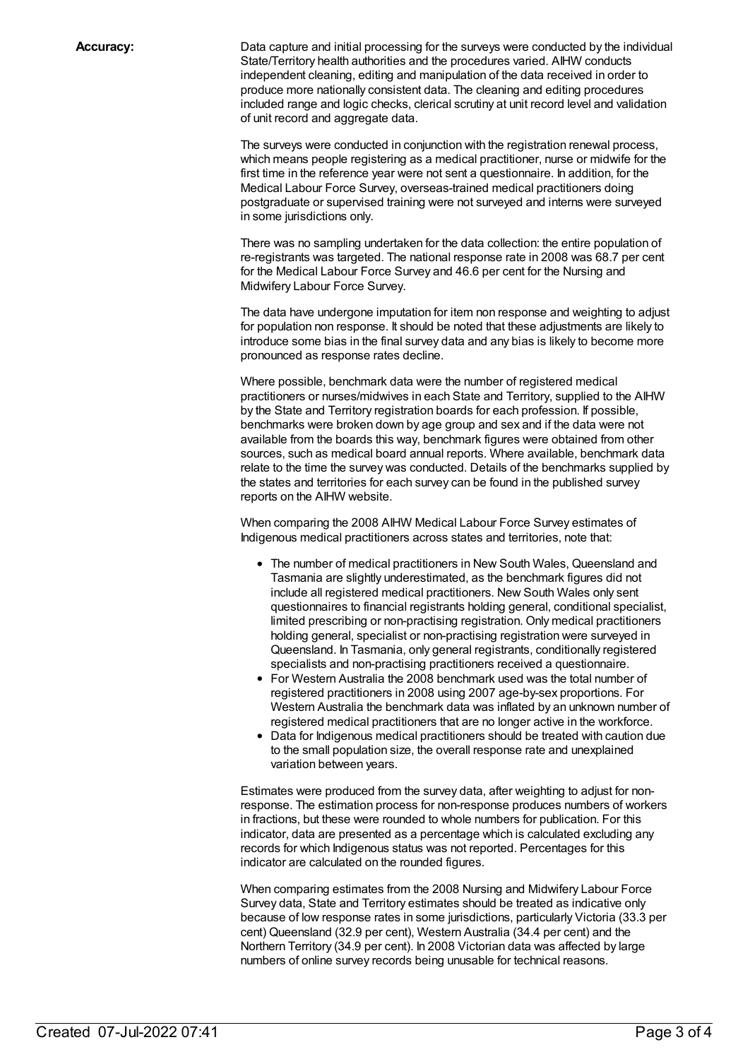**Accuracy:**

Data capture and initial processing for the surveys were conducted by the individual State/Territory health authorities and the procedures varied. AIHW conducts independent cleaning, editing and manipulation of the data received in order to produce more nationally consistent data. The cleaning and editing procedures included range and logic checks, clerical scrutiny at unit record level and validation of unit record and aggregate data.

The surveys were conducted in conjunction with the registration renewal process, which means people registering as a medical practitioner, nurse or midwife for the first time in the reference year were not sent a questionnaire. In addition, for the Medical Labour Force Survey, overseas-trained medical practitioners doing postgraduate or supervised training were not surveyed and interns were surveyed in some jurisdictions only.

There was no sampling undertaken for the data collection: the entire population of re-registrants was targeted. The national response rate in 2008 was 68.7 per cent for the Medical Labour Force Survey and 46.6 per cent for the Nursing and Midwifery Labour Force Survey.

The data have undergone imputation for item non response and weighting to adjust for population non response. It should be noted that these adjustments are likely to introduce some bias in the final survey data and any bias is likely to become more pronounced as response rates decline.

Where possible, benchmark data were the number of registered medical practitioners or nurses/midwives in each State and Territory, supplied to the AIHW by the State and Territory registration boards for each profession. If possible, benchmarks were broken down by age group and sex and if the data were not available from the boards this way, benchmark figures were obtained from other sources, such as medical board annual reports. Where available, benchmark data relate to the time the survey was conducted. Details of the benchmarks supplied by the states and territories for each survey can be found in the published survey reports on the AIHW website.

When comparing the 2008 AIHW Medical Labour Force Survey estimates of Indigenous medical practitioners across states and territories, note that:

- The number of medical practitioners in New South Wales, Queensland and Tasmania are slightly underestimated, as the benchmark figures did not include all registered medical practitioners. New South Wales only sent questionnaires to financial registrants holding general, conditional specialist, limited prescribing or non-practising registration. Only medical practitioners holding general, specialist or non-practising registration were surveyed in Queensland. In Tasmania, only general registrants, conditionally registered specialists and non-practising practitioners received a questionnaire.
- For Western Australia the 2008 benchmark used was the total number of registered practitioners in 2008 using 2007 age-by-sex proportions. For Western Australia the benchmark data was inflated by an unknown number of registered medical practitioners that are no longer active in the workforce.
- Data for Indigenous medical practitioners should be treated with caution due to the small population size, the overall response rate and unexplained variation between years.

Estimates were produced from the survey data, after weighting to adjust for non-response. The estimation process for non-response produces numbers of workers in fractions, but these were rounded to whole numbers for publication. For this indicator, data are presented as a percentage which is calculated excluding any records for which Indigenous status was not reported. Percentages for this indicator are calculated on the rounded figures.

When comparing estimates from the 2008 Nursing and Midwifery Labour Force Survey data, State and Territory estimates should be treated as indicative only because of low response rates in some jurisdictions, particularly Victoria (33.3 per cent) Queensland (32.9 per cent), Western Australia (34.4 per cent) and the Northern Territory (34.9 per cent). In 2008 Victorian data was affected by large numbers of online survey records being unusable for technical reasons.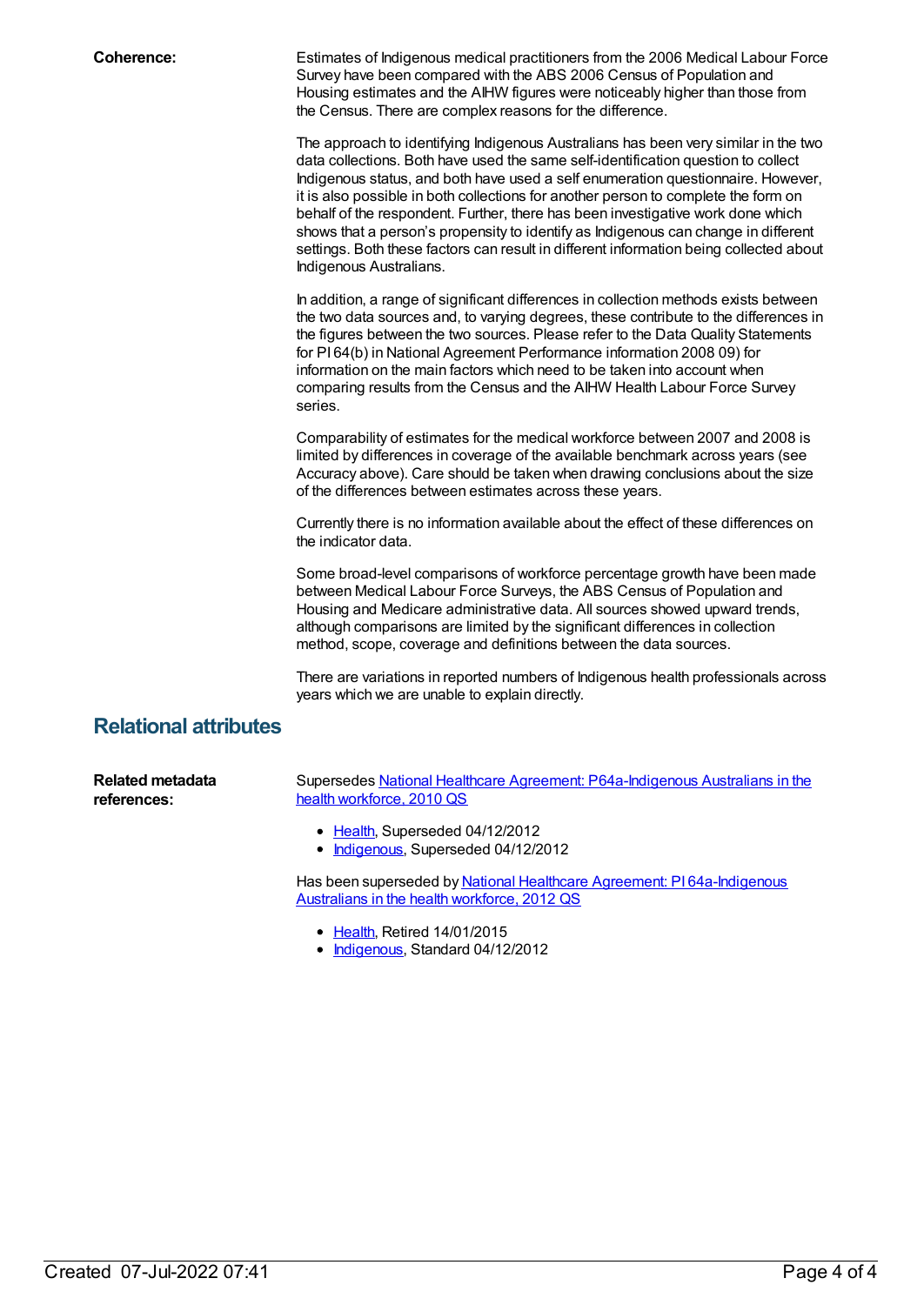**Coherence:**

Estimates of Indigenous medical practitioners from the 2006 Medical Labour Force Survey have been compared with the ABS 2006 Census of Population and Housing estimates and the AIHW figures were noticeably higher than those from the Census. There are complex reasons for the difference.

The approach to identifying Indigenous Australians has been very similar in the two data collections. Both have used the same self-identification question to collect Indigenous status, and both have used a self enumeration questionnaire. However, it is also possible in both collections for another person to complete the form on behalf of the respondent. Further, there has been investigative work done which shows that a person's propensity to identify as Indigenous can change in different settings. Both these factors can result in different information being collected about Indigenous Australians.

In addition, a range of significant differences in collection methods exists between the two data sources and, to varying degrees, these contribute to the differences in the figures between the two sources. Please refer to the Data Quality Statements for PI 64(b) in National Agreement Performance information 2008 09) for information on the main factors which need to be taken into account when comparing results from the Census and the AIHW Health Labour Force Survey series.

Comparability of estimates for the medical workforce between 2007 and 2008 is limited by differences in coverage of the available benchmark across years (see Accuracy above). Care should be taken when drawing conclusions about the size of the differences between estimates across these years.

Currently there is no information available about the effect of these differences on the indicator data.

Some broad-level comparisons of workforce percentage growth have been made between Medical Labour Force Surveys, the ABS Census of Population and Housing and Medicare administrative data. All sources showed upward trends, although comparisons are limited by the significant differences in collection method, scope, coverage and definitions between the data sources.

There are variations in reported numbers of Indigenous health professionals across years which we are unable to explain directly.

## Relational attributes

**Related metadata references:**

Supersedes National Healthcare Agreement: P64a-Indigenous Australians in the health workforce, 2010 QS

- Health, Superseded 04/12/2012
- Indigenous, Superseded 04/12/2012

Has been superseded by National Healthcare Agreement: PI 64a-Indigenous Australians in the health workforce, 2012 QS

- Health, Retired 14/01/2015
- Indigenous, Standard 04/12/2012